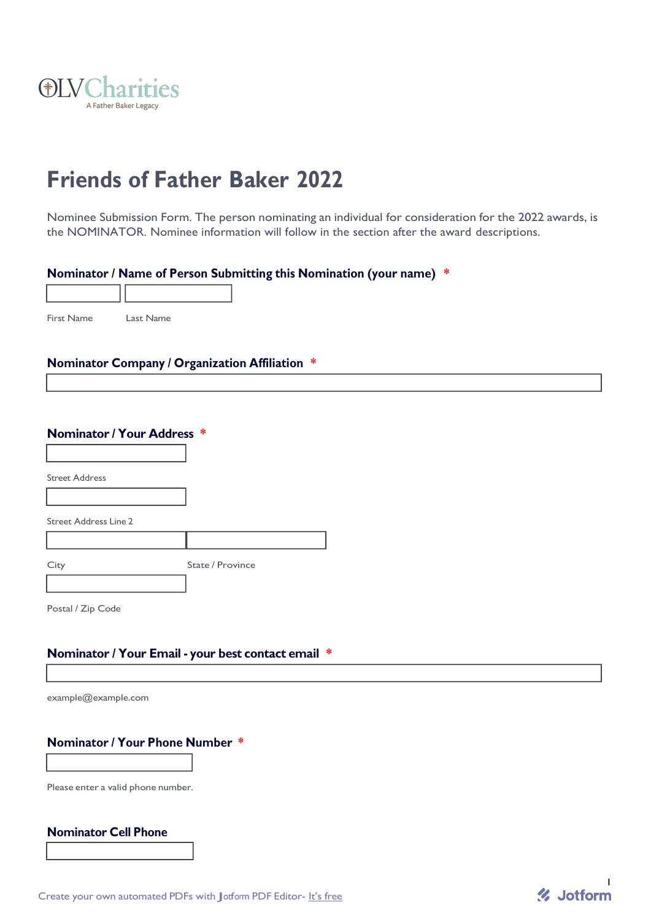OLVCharities
A Father Baker Legacy

# Friends of Father Baker 2022

Nominee Submission Form. The person nominating an individual for consideration for the 2022 awards, is the NOMINATOR. Nominee information will follow in the section after the award descriptions.

**Nominator / Name of Person Submitting this Nomination (your name)** *

First Name — Last Name

**Nominator Company / Organization Affiliation** *

**Nominator / Your Address** *

Street Address

Street Address Line 2

City — State / Province

Postal / Zip Code

**Nominator / Your Email - your best contact email** *

example@example.com

**Nominator / Your Phone Number** *

Please enter a valid phone number.

**Nominator Cell Phone**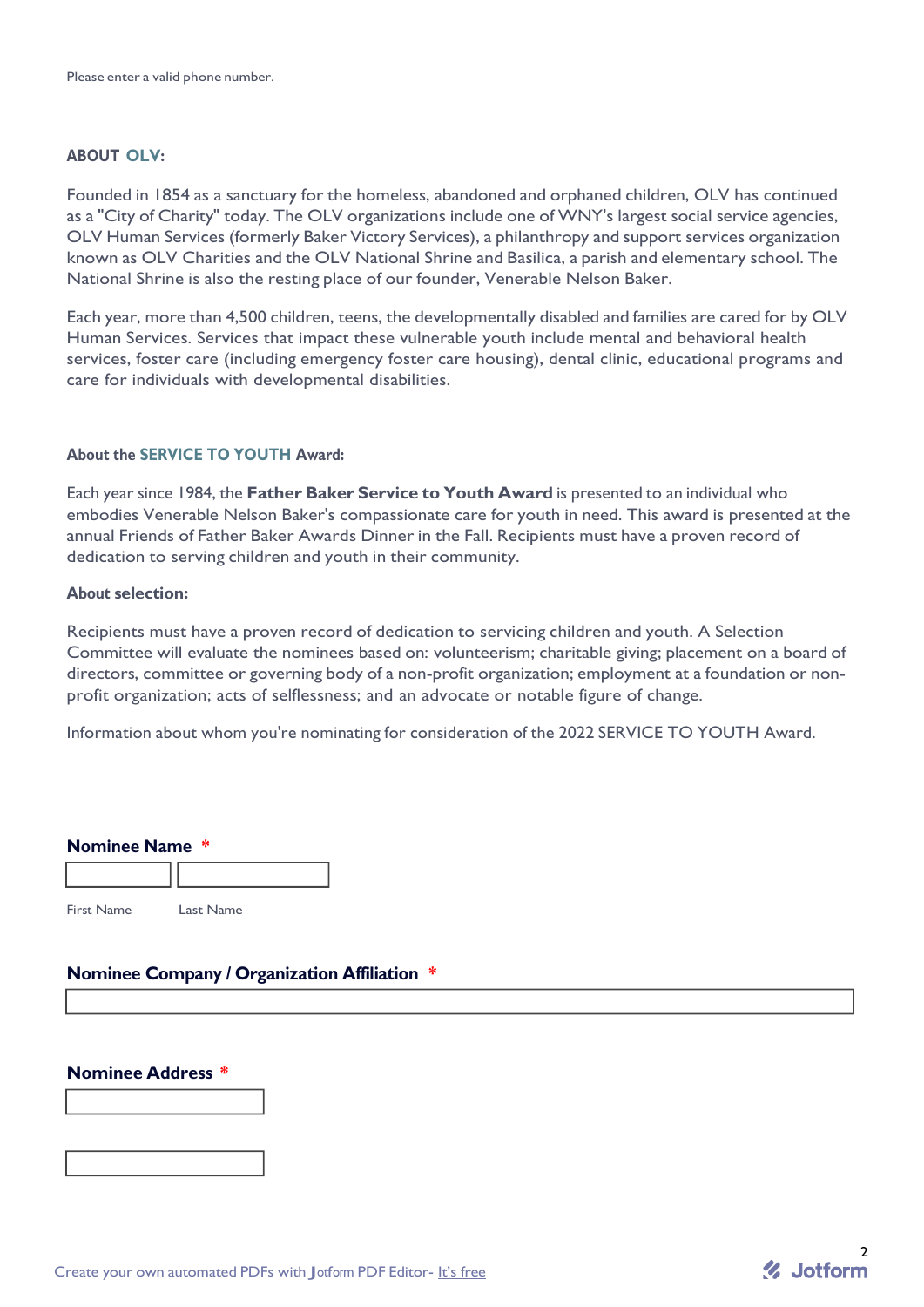Please enter a valid phone number.

**ABOUT OLV:**

Founded in 1854 as a sanctuary for the homeless, abandoned and orphaned children, OLV has continued as a "City of Charity" today. The OLV organizations include one of WNY's largest social service agencies, OLV Human Services (formerly Baker Victory Services), a philanthropy and support services organization known as OLV Charities and the OLV National Shrine and Basilica, a parish and elementary school. The National Shrine is also the resting place of our founder, Venerable Nelson Baker.

Each year, more than 4,500 children, teens, the developmentally disabled and families are cared for by OLV Human Services. Services that impact these vulnerable youth include mental and behavioral health services, foster care (including emergency foster care housing), dental clinic, educational programs and care for individuals with developmental disabilities.

**About the SERVICE TO YOUTH Award:**

Each year since 1984, the **Father Baker Service to Youth Award** is presented to an individual who embodies Venerable Nelson Baker's compassionate care for youth in need. This award is presented at the annual Friends of Father Baker Awards Dinner in the Fall. Recipients must have a proven record of dedication to serving children and youth in their community.

**About selection:**

Recipients must have a proven record of dedication to servicing children and youth. A Selection Committee will evaluate the nominees based on: volunteerism; charitable giving; placement on a board of directors, committee or governing body of a non-profit organization; employment at a foundation or non-profit organization; acts of selflessness; and an advocate or notable figure of change.

Information about whom you're nominating for consideration of the 2022 SERVICE TO YOUTH Award.

**Nominee Name** *

First Name Last Name

**Nominee Company / Organization Affiliation** *

**Nominee Address** *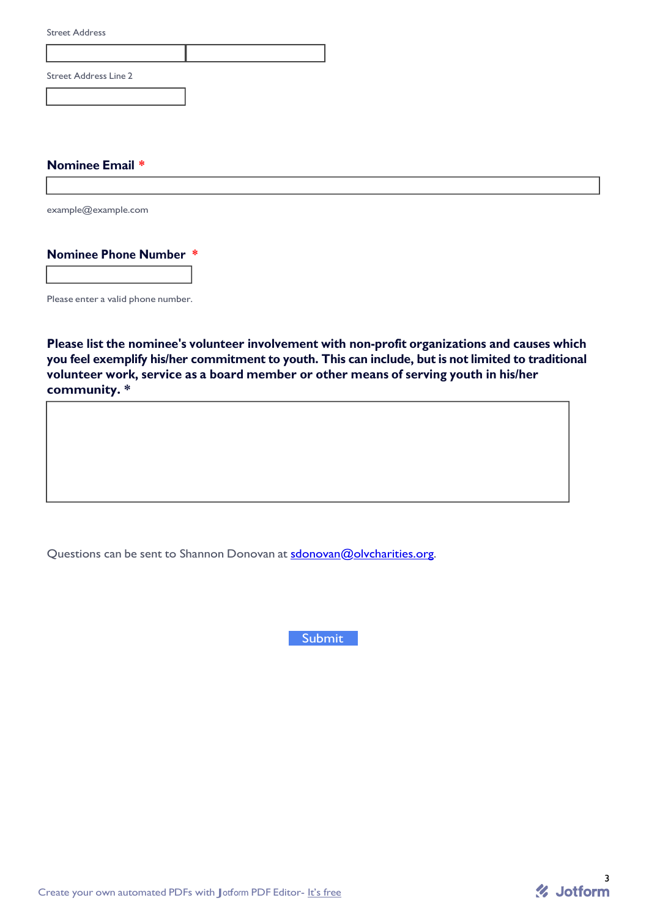Street Address

Street Address Line 2

**Nominee Email** *

example@example.com

**Nominee Phone Number** *

Please enter a valid phone number.

**Please list the nominee's volunteer involvement with non-profit organizations and causes which you feel exemplify his/her commitment to youth. This can include, but is not limited to traditional volunteer work, service as a board member or other means of serving youth in his/her community.** *

Questions can be sent to Shannon Donovan at sdonovan@olvcharities.org.

Submit